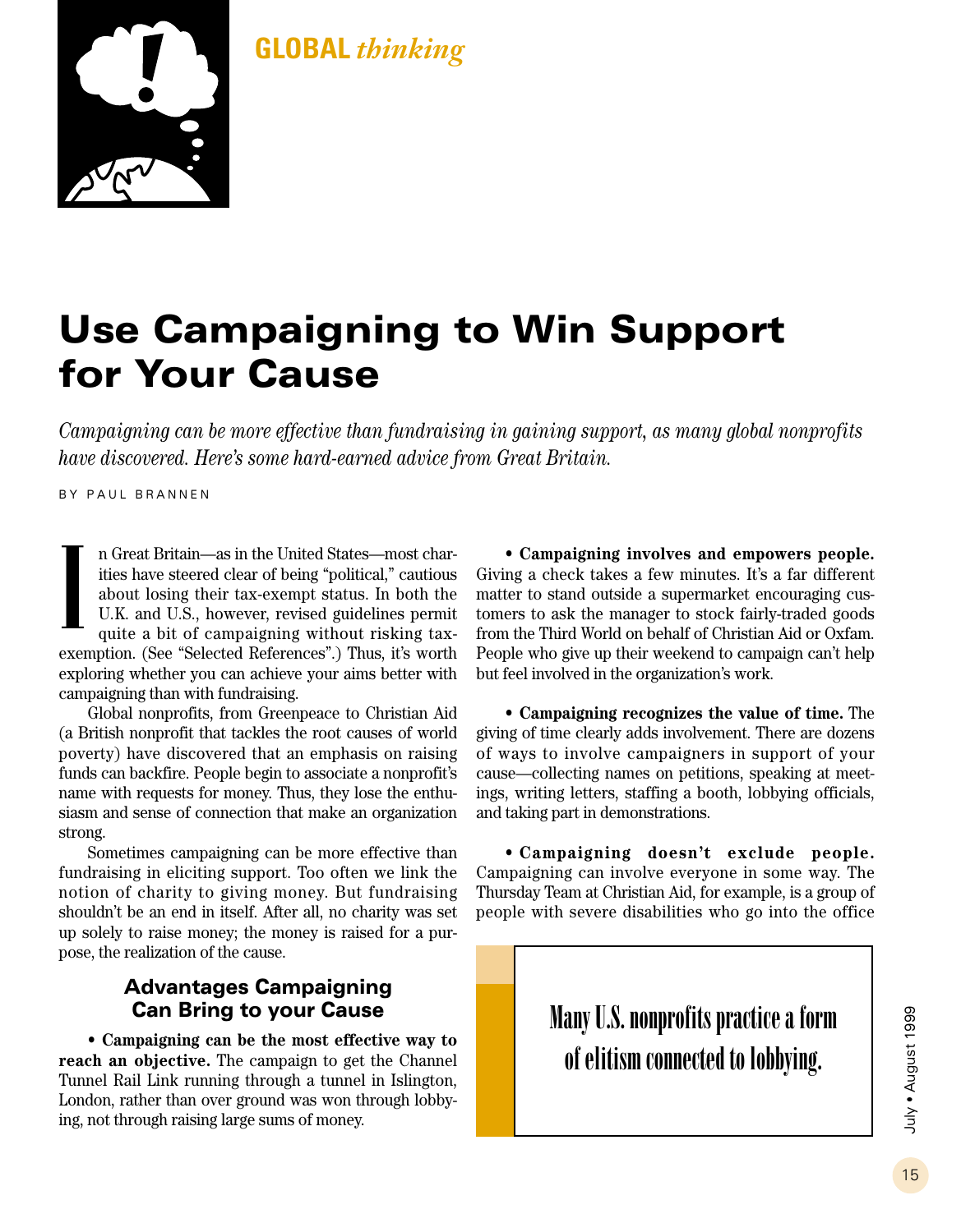GLOBAL *thinking*

# Use Campaigning to Win Support for Your Cause

*Campaigning can be more effective than fundraising in gaining support, as many global nonprofits have discovered. Here's some hard-earned advice from Great Britain.*

BY PAUL BRANNEN

In Great Britain—as in the United States—most charities have steered clear of being "political," cautious about losing their tax-exempt status. In both the U.K. and U.S., however, revised guidelines permit quite a bit of campaigning without risking tax-exemption. (See "Selected References".) Thus, it's worth exploring whether you can achieve your aims better with campaigning than with fundraising.

Global nonprofits, from Greenpeace to Christian Aid (a British nonprofit that tackles the root causes of world poverty) have discovered that an emphasis on raising funds can backfire. People begin to associate a nonprofit's name with requests for money. Thus, they lose the enthusiasm and sense of connection that make an organization strong.

Sometimes campaigning can be more effective than fundraising in eliciting support. Too often we link the notion of charity to giving money. But fundraising shouldn't be an end in itself. After all, no charity was set up solely to raise money; the money is raised for a purpose, the realization of the cause.

## Advantages Campaigning Can Bring to your Cause

• **Campaigning can be the most effective way to reach an objective.** The campaign to get the Channel Tunnel Rail Link running through a tunnel in Islington, London, rather than over ground was won through lobbying, not through raising large sums of money.

• **Campaigning involves and empowers people.** Giving a check takes a few minutes. It's a far different matter to stand outside a supermarket encouraging customers to ask the manager to stock fairly-traded goods from the Third World on behalf of Christian Aid or Oxfam. People who give up their weekend to campaign can't help but feel involved in the organization's work.

• **Campaigning recognizes the value of time.** The giving of time clearly adds involvement. There are dozens of ways to involve campaigners in support of your cause—collecting names on petitions, speaking at meetings, writing letters, staffing a booth, lobbying officials, and taking part in demonstrations.

• **Campaigning doesn't exclude people.** Campaigning can involve everyone in some way. The Thursday Team at Christian Aid, for example, is a group of people with severe disabilities who go into the office

> Many U.S. nonprofits practice a form of elitism connected to lobbying.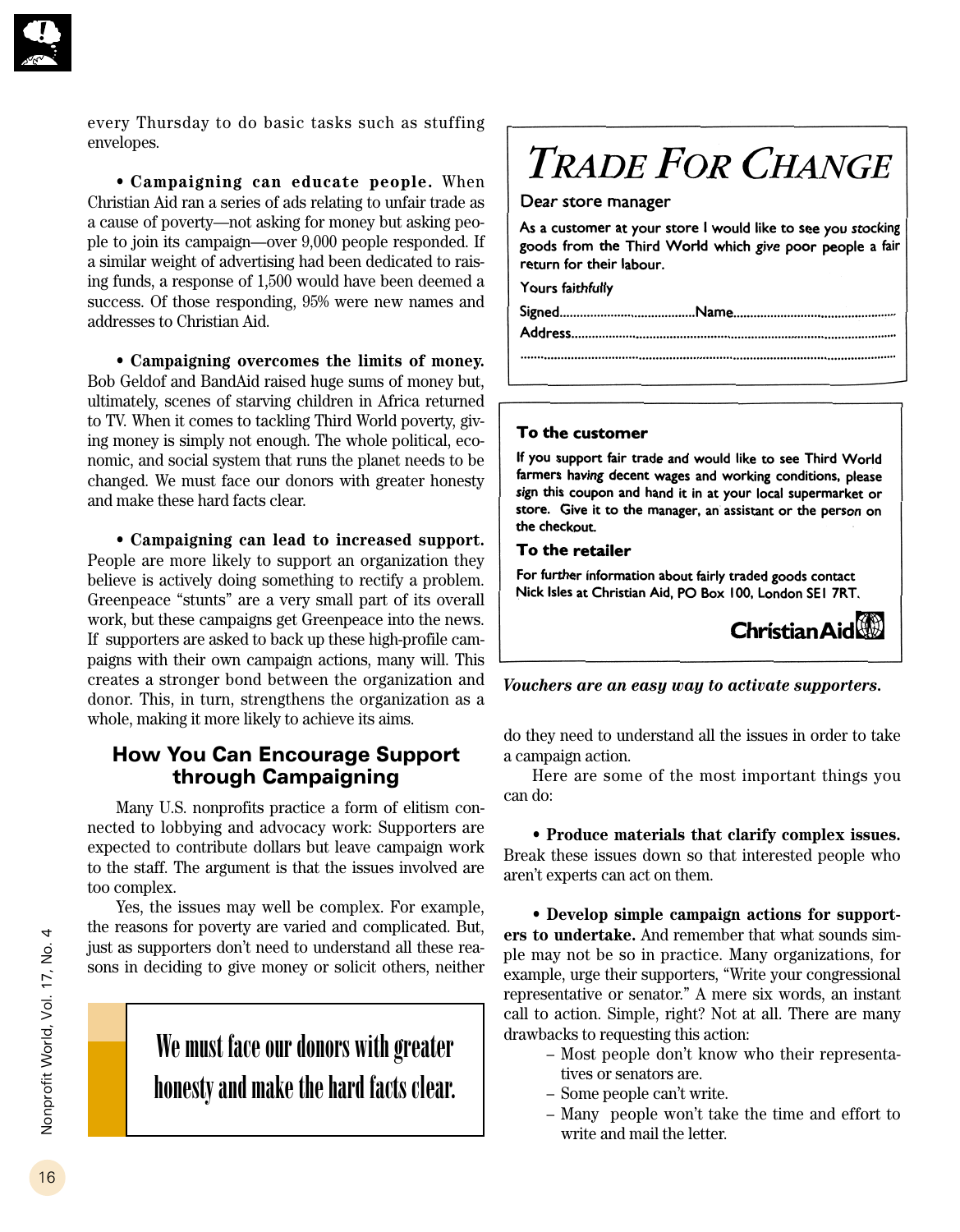every Thursday to do basic tasks such as stuffing envelopes.

• **Campaigning can educate people.** When Christian Aid ran a series of ads relating to unfair trade as a cause of poverty—not asking for money but asking people to join its campaign—over 9,000 people responded. If a similar weight of advertising had been dedicated to raising funds, a response of 1,500 would have been deemed a success. Of those responding, 95% were new names and addresses to Christian Aid.

• **Campaigning overcomes the limits of money.** Bob Geldof and BandAid raised huge sums of money but, ultimately, scenes of starving children in Africa returned to TV. When it comes to tackling Third World poverty, giving money is simply not enough. The whole political, economic, and social system that runs the planet needs to be changed. We must face our donors with greater honesty and make these hard facts clear.

• **Campaigning can lead to increased support.** People are more likely to support an organization they believe is actively doing something to rectify a problem. Greenpeace "stunts" are a very small part of its overall work, but these campaigns get Greenpeace into the news. If supporters are asked to back up these high-profile campaigns with their own campaign actions, many will. This creates a stronger bond between the organization and donor. This, in turn, strengthens the organization as a whole, making it more likely to achieve its aims.

## How You Can Encourage Support through Campaigning

Many U.S. nonprofits practice a form of elitism connected to lobbying and advocacy work: Supporters are expected to contribute dollars but leave campaign work to the staff. The argument is that the issues involved are too complex.

Yes, the issues may well be complex. For example, the reasons for poverty are varied and complicated. But, just as supporters don't need to understand all these reasons in deciding to give money or solicit others, neither do they need to understand all the issues in order to take a campaign action.

> We must face our donors with greater honesty and make the hard facts clear.

---

**TRADE FOR CHANGE**

Dear store manager

As a customer at your store I would like to see you stocking goods from the Third World which give poor people a fair return for their labour.

Yours faithfully

Signed.......................................Name...............................................

Address.....................................................................................................

.................................................................................................................

**To the customer**

If you support fair trade and would like to see Third World farmers having decent wages and working conditions, please sign this coupon and hand it in at your local supermarket or store. Give it to the manager, an assistant or the person on the checkout.

**To the retailer**

For further information about fairly traded goods contact Nick Isles at Christian Aid, PO Box 100, London SE1 7RT.

Christian Aid

*Vouchers are an easy way to activate supporters.*

---

Here are some of the most important things you can do:

• **Produce materials that clarify complex issues.** Break these issues down so that interested people who aren't experts can act on them.

• **Develop simple campaign actions for supporters to undertake.** And remember that what sounds simple may not be so in practice. Many organizations, for example, urge their supporters, "Write your congressional representative or senator." A mere six words, an instant call to action. Simple, right? Not at all. There are many drawbacks to requesting this action:

- Most people don't know who their representatives or senators are.
- Some people can't write.
- Many people won't take the time and effort to write and mail the letter.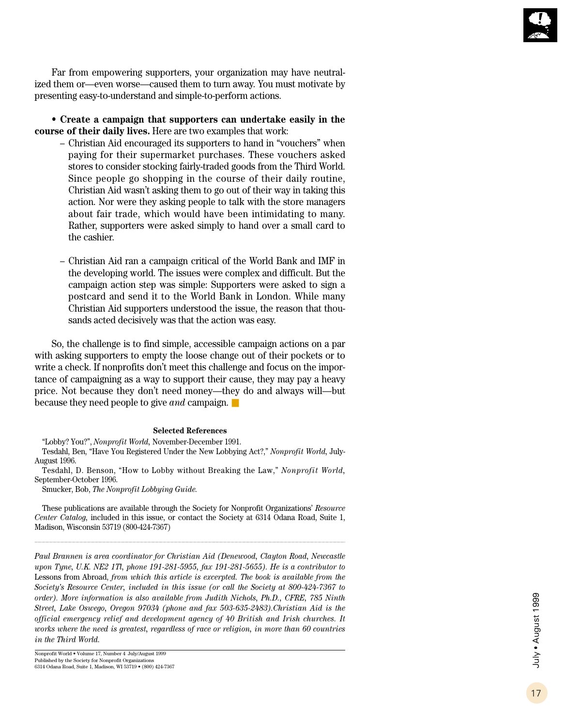Far from empowering supporters, your organization may have neutralized them or—even worse—caused them to turn away. You must motivate by presenting easy-to-understand and simple-to-perform actions.

• **Create a campaign that supporters can undertake easily in the course of their daily lives.** Here are two examples that work:

- Christian Aid encouraged its supporters to hand in "vouchers" when paying for their supermarket purchases. These vouchers asked stores to consider stocking fairly-traded goods from the Third World. Since people go shopping in the course of their daily routine, Christian Aid wasn't asking them to go out of their way in taking this action. Nor were they asking people to talk with the store managers about fair trade, which would have been intimidating to many. Rather, supporters were asked simply to hand over a small card to the cashier.

- Christian Aid ran a campaign critical of the World Bank and IMF in the developing world. The issues were complex and difficult. But the campaign action step was simple: Supporters were asked to sign a postcard and send it to the World Bank in London. While many Christian Aid supporters understood the issue, the reason that thousands acted decisively was that the action was easy.

So, the challenge is to find simple, accessible campaign actions on a par with asking supporters to empty the loose change out of their pockets or to write a check. If nonprofits don't meet this challenge and focus on the importance of campaigning as a way to support their cause, they may pay a heavy price. Not because they don't need money—they do and always will—but because they need people to give *and* campaign.

**Selected References**

"Lobby? You?", *Nonprofit World*, November-December 1991.

Tesdahl, Ben, "Have You Registered Under the New Lobbying Act?," *Nonprofit World*, July-August 1996.

Tesdahl, D. Benson, "How to Lobby without Breaking the Law," *Nonprofit World*, September-October 1996.

Smucker, Bob, *The Nonprofit Lobbying Guide.*

These publications are available through the Society for Nonprofit Organizations' *Resource Center Catalog*, included in this issue, or contact the Society at 6314 Odana Road, Suite 1, Madison, Wisconsin 53719 (800-424-7367)

---

*Paul Brannen is area coordinator for Christian Aid (Denewood, Clayton Road, Newcastle upon Tyne, U.K. NE2 1Tl, phone 191-281-5955, fax 191-281-5655). He is a contributor to* Lessons from Abroad, *from which this article is excerpted. The book is available from the Society's Resource Center, included in this issue (or call the Society at 800-424-7367 to order). More information is also available from Judith Nichols, Ph.D., CFRE, 785 Ninth Street, Lake Oswego, Oregon 97034 (phone and fax 503-635-2483).Christian Aid is the official emergency relief and development agency of 40 British and Irish churches. It works where the need is greatest, regardless of race or religion, in more than 60 countries in the Third World.*